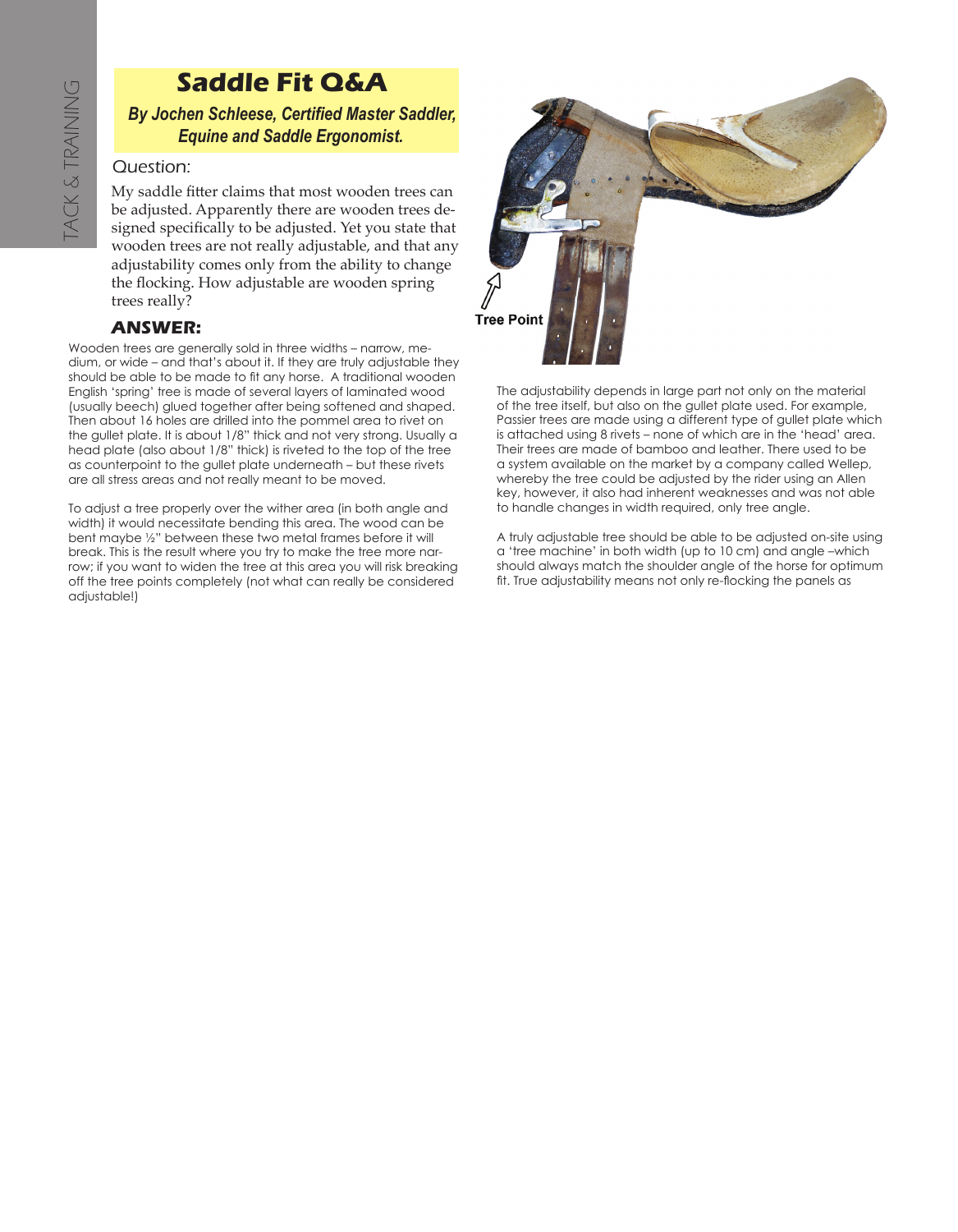# Saddle Fit Q&A

***By Jochen Schleese, Certified Master Saddler, Equine and Saddle Ergonomist.***

## Question:

My saddle fitter claims that most wooden trees can be adjusted. Apparently there are wooden trees designed specifically to be adjusted. Yet you state that wooden trees are not really adjustable, and that any adjustability comes only from the ability to change the flocking. How adjustable are wooden spring trees really?

## ANSWER:

Wooden trees are generally sold in three widths – narrow, medium, or wide – and that's about it. If they are truly adjustable they should be able to be made to fit any horse. A traditional wooden English 'spring' tree is made of several layers of laminated wood (usually beech) glued together after being softened and shaped. Then about 16 holes are drilled into the pommel area to rivet on the gullet plate. It is about 1/8" thick and not very strong. Usually a head plate (also about 1/8" thick) is riveted to the top of the tree as counterpoint to the gullet plate underneath – but these rivets are all stress areas and not really meant to be moved.

To adjust a tree properly over the wither area (in both angle and width) it would necessitate bending this area. The wood can be bent maybe ½" between these two metal frames before it will break. This is the result where you try to make the tree more narrow; if you want to widen the tree at this area you will risk breaking off the tree points completely (not what can really be considered adjustable!)

Tree Point

The adjustability depends in large part not only on the material of the tree itself, but also on the gullet plate used. For example, Passier trees are made using a different type of gullet plate which is attached using 8 rivets – none of which are in the 'head' area. Their trees are made of bamboo and leather. There used to be a system available on the market by a company called Wellep, whereby the tree could be adjusted by the rider using an Allen key, however, it also had inherent weaknesses and was not able to handle changes in width required, only tree angle.

A truly adjustable tree should be able to be adjusted on-site using a 'tree machine' in both width (up to 10 cm) and angle –which should always match the shoulder angle of the horse for optimum fit. True adjustability means not only re-flocking the panels as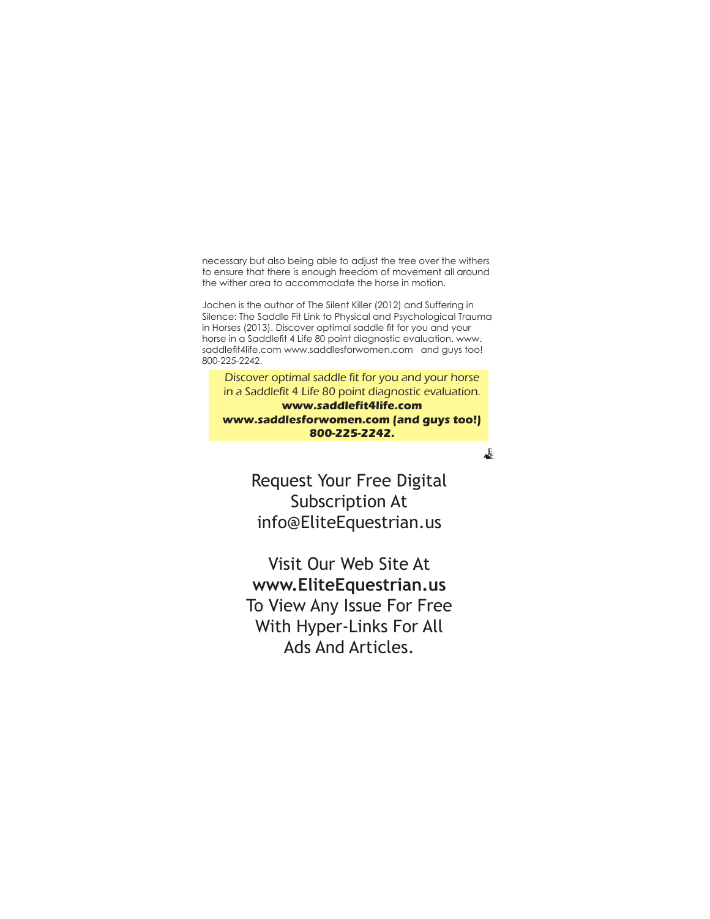necessary but also being able to adjust the tree over the withers to ensure that there is enough freedom of movement all around the wither area to accommodate the horse in motion.

Jochen is the author of The Silent Killer (2012) and Suffering in Silence: The Saddle Fit Link to Physical and Psychological Trauma in Horses (2013). Discover optimal saddle fit for you and your horse in a Saddlefit 4 Life 80 point diagnostic evaluation. www.saddlefit4life.com www.saddlesforwomen.com and guys too! 800-225-2242.

*Discover optimal saddle fit for you and your horse in a Saddlefit 4 Life 80 point diagnostic evaluation.*
***www.saddlefit4life.com***
***www.saddlesforwomen.com (and guys too!)***
***800-225-2242.***

Request Your Free Digital Subscription At info@EliteEquestrian.us

Visit Our Web Site At
**www.EliteEquestrian.us**
To View Any Issue For Free With Hyper-Links For All Ads And Articles.